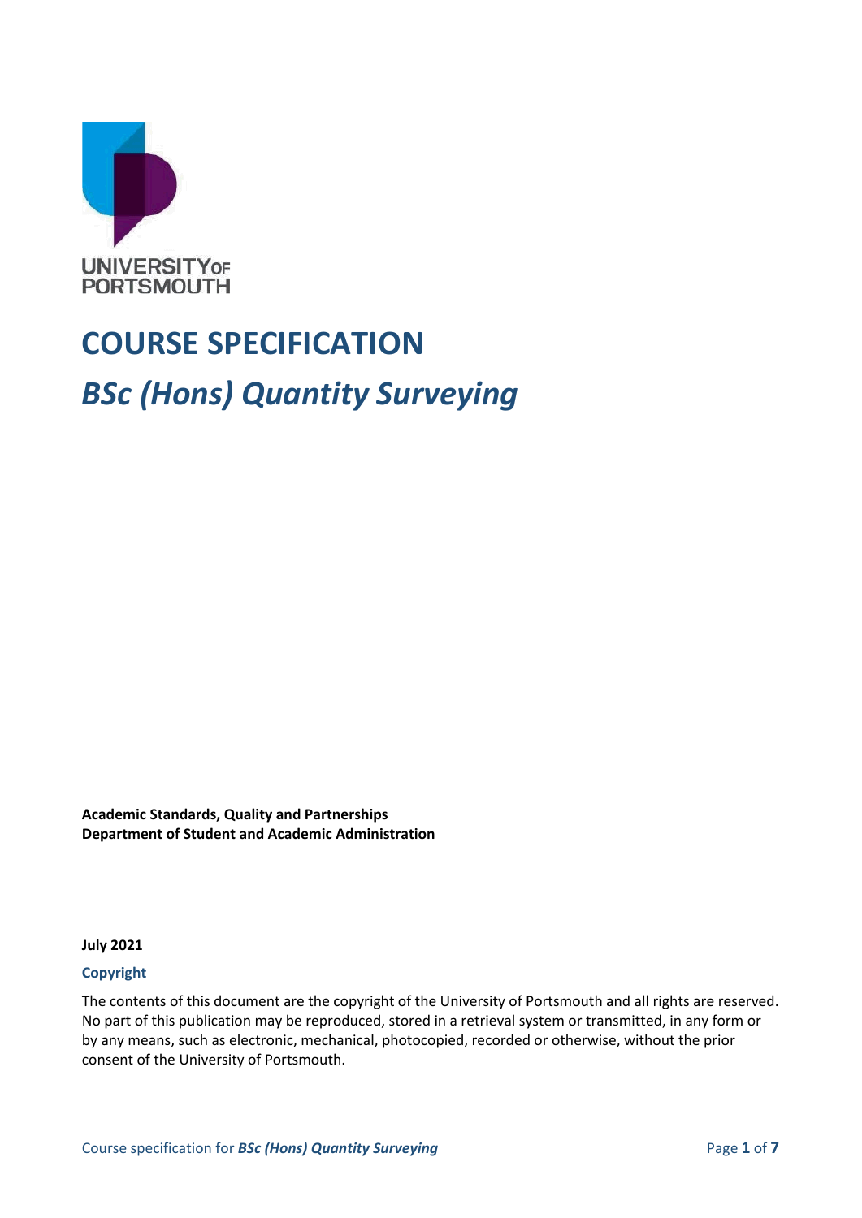UNIVERSITY OF PORTSMOUTH

# COURSE SPECIFICATION

## *BSc (Hons) Quantity Surveying*

**Academic Standards, Quality and Partnerships**
**Department of Student and Academic Administration**

**July 2021**

### Copyright

The contents of this document are the copyright of the University of Portsmouth and all rights are reserved. No part of this publication may be reproduced, stored in a retrieval system or transmitted, in any form or by any means, such as electronic, mechanical, photocopied, recorded or otherwise, without the prior consent of the University of Portsmouth.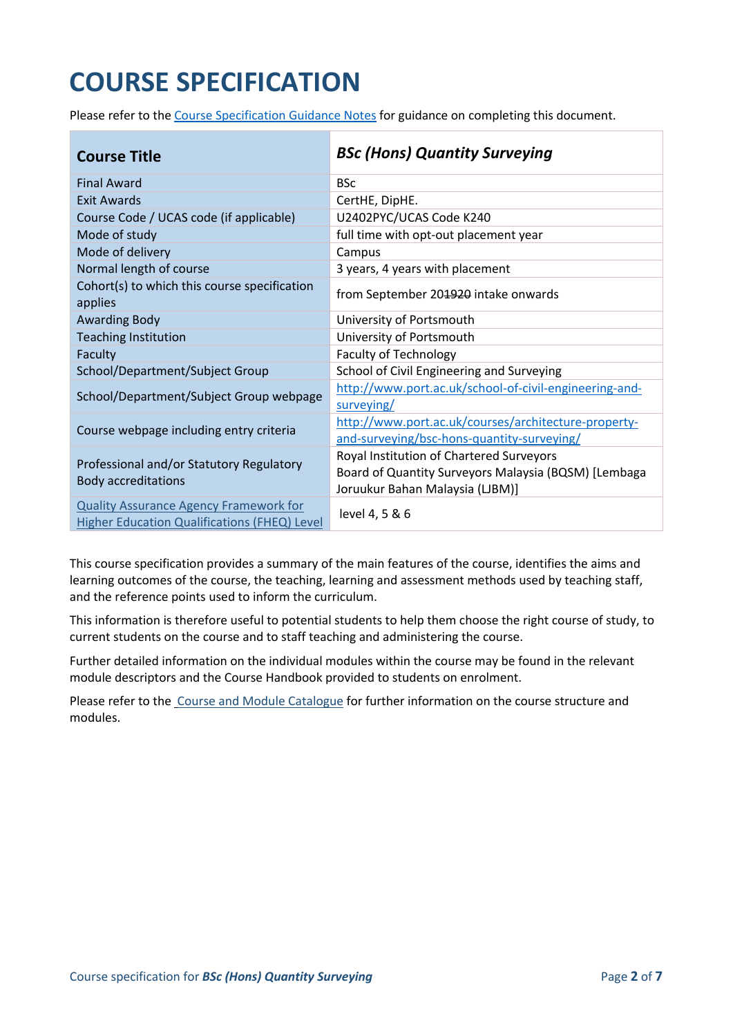# COURSE SPECIFICATION

Please refer to the [Course Specification Guidance Notes] for guidance on completing this document.

| Course Title | *BSc (Hons) Quantity Surveying* |
| --- | --- |
| Final Award | BSc |
| Exit Awards | CertHE, DipHE. |
| Course Code / UCAS code (if applicable) | U2402PYC/UCAS Code K240 |
| Mode of study | full time with opt-out placement year |
| Mode of delivery | Campus |
| Normal length of course | 3 years, 4 years with placement |
| Cohort(s) to which this course specification applies | from September 201920 intake onwards |
| Awarding Body | University of Portsmouth |
| Teaching Institution | University of Portsmouth |
| Faculty | Faculty of Technology |
| School/Department/Subject Group | School of Civil Engineering and Surveying |
| School/Department/Subject Group webpage | http://www.port.ac.uk/school-of-civil-engineering-and-surveying/ |
| Course webpage including entry criteria | http://www.port.ac.uk/courses/architecture-property-and-surveying/bsc-hons-quantity-surveying/ |
| Professional and/or Statutory Regulatory Body accreditations | Royal Institution of Chartered Surveyors<br>Board of Quantity Surveyors Malaysia (BQSM) [Lembaga Joruukur Bahan Malaysia (LJBM)] |
| Quality Assurance Agency Framework for Higher Education Qualifications (FHEQ) Level | level 4, 5 & 6 |

This course specification provides a summary of the main features of the course, identifies the aims and learning outcomes of the course, the teaching, learning and assessment methods used by teaching staff, and the reference points used to inform the curriculum.

This information is therefore useful to potential students to help them choose the right course of study, to current students on the course and to staff teaching and administering the course.

Further detailed information on the individual modules within the course may be found in the relevant module descriptors and the Course Handbook provided to students on enrolment.

Please refer to the [Course and Module Catalogue] for further information on the course structure and modules.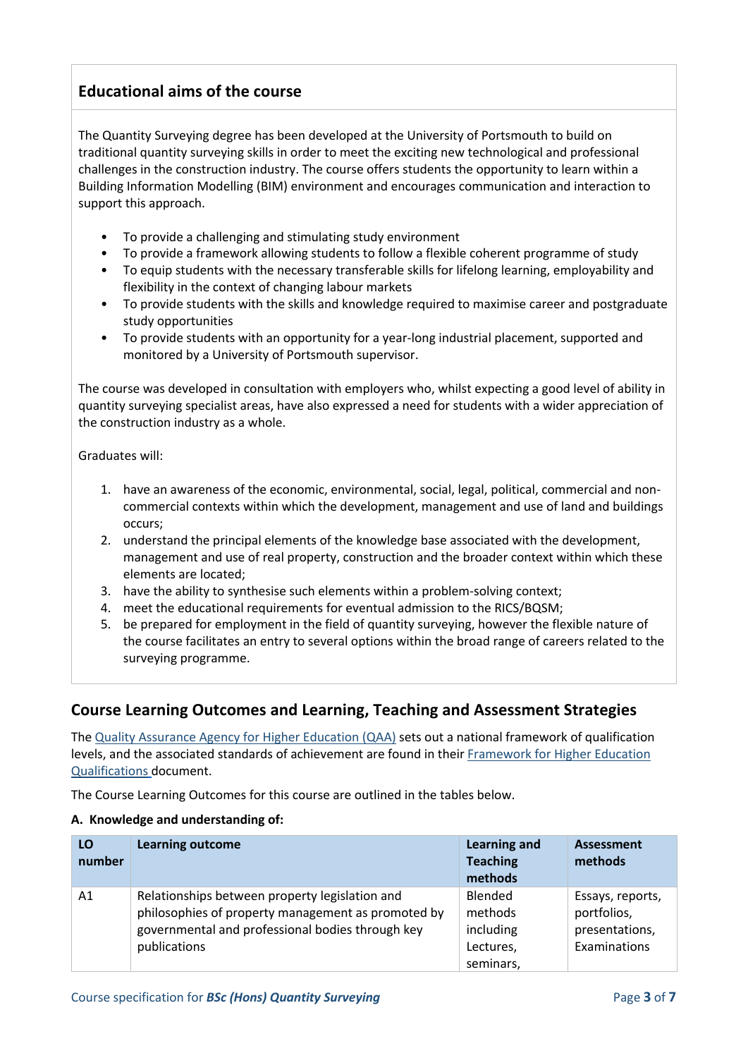## Educational aims of the course

The Quantity Surveying degree has been developed at the University of Portsmouth to build on traditional quantity surveying skills in order to meet the exciting new technological and professional challenges in the construction industry. The course offers students the opportunity to learn within a Building Information Modelling (BIM) environment and encourages communication and interaction to support this approach.

- To provide a challenging and stimulating study environment
- To provide a framework allowing students to follow a flexible coherent programme of study
- To equip students with the necessary transferable skills for lifelong learning, employability and flexibility in the context of changing labour markets
- To provide students with the skills and knowledge required to maximise career and postgraduate study opportunities
- To provide students with an opportunity for a year-long industrial placement, supported and monitored by a University of Portsmouth supervisor.

The course was developed in consultation with employers who, whilst expecting a good level of ability in quantity surveying specialist areas, have also expressed a need for students with a wider appreciation of the construction industry as a whole.

Graduates will:

1. have an awareness of the economic, environmental, social, legal, political, commercial and non-commercial contexts within which the development, management and use of land and buildings occurs;
2. understand the principal elements of the knowledge base associated with the development, management and use of real property, construction and the broader context within which these elements are located;
3. have the ability to synthesise such elements within a problem-solving context;
4. meet the educational requirements for eventual admission to the RICS/BQSM;
5. be prepared for employment in the field of quantity surveying, however the flexible nature of the course facilitates an entry to several options within the broad range of careers related to the surveying programme.

## Course Learning Outcomes and Learning, Teaching and Assessment Strategies

The Quality Assurance Agency for Higher Education (QAA) sets out a national framework of qualification levels, and the associated standards of achievement are found in their Framework for Higher Education Qualifications document.

The Course Learning Outcomes for this course are outlined in the tables below.

**A. Knowledge and understanding of:**

| LO number | Learning outcome | Learning and Teaching methods | Assessment methods |
|---|---|---|---|
| A1 | Relationships between property legislation and philosophies of property management as promoted by governmental and professional bodies through key publications | Blended methods including Lectures, seminars, | Essays, reports, portfolios, presentations, Examinations |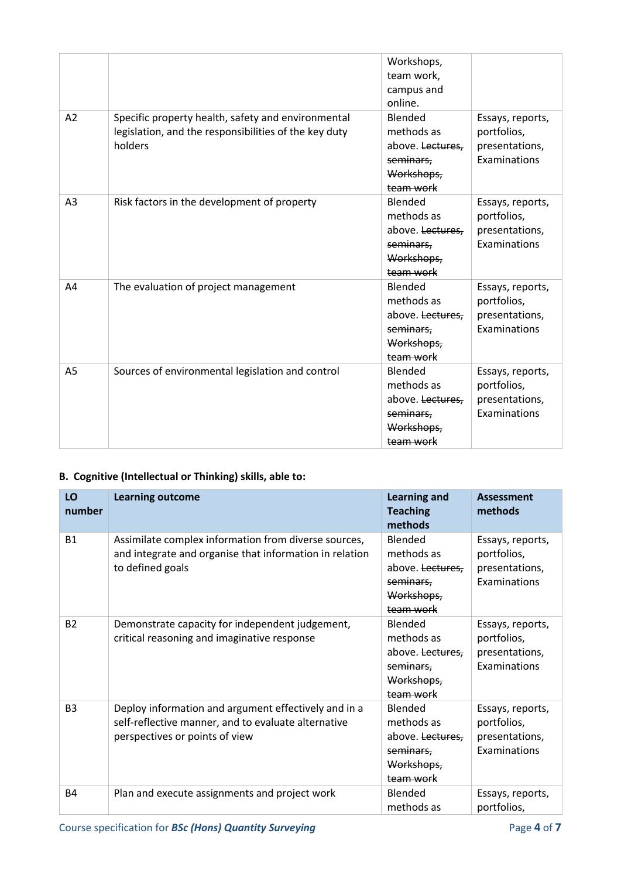| | | | |
|---|---|---|---|
| | | Workshops, team work, campus and online. | |
| A2 | Specific property health, safety and environmental legislation, and the responsibilities of the key duty holders | Blended methods as above. ~~Lectures, seminars, Workshops, team work~~ | Essays, reports, portfolios, presentations, Examinations |
| A3 | Risk factors in the development of property | Blended methods as above. ~~Lectures, seminars, Workshops, team work~~ | Essays, reports, portfolios, presentations, Examinations |
| A4 | The evaluation of project management | Blended methods as above. ~~Lectures, seminars, Workshops, team work~~ | Essays, reports, portfolios, presentations, Examinations |
| A5 | Sources of environmental legislation and control | Blended methods as above. ~~Lectures, seminars, Workshops, team work~~ | Essays, reports, portfolios, presentations, Examinations |

**B. Cognitive (Intellectual or Thinking) skills, able to:**

| LO number | Learning outcome | Learning and Teaching methods | Assessment methods |
|---|---|---|---|
| B1 | Assimilate complex information from diverse sources, and integrate and organise that information in relation to defined goals | Blended methods as above. ~~Lectures, seminars, Workshops, team work~~ | Essays, reports, portfolios, presentations, Examinations |
| B2 | Demonstrate capacity for independent judgement, critical reasoning and imaginative response | Blended methods as above. ~~Lectures, seminars, Workshops, team work~~ | Essays, reports, portfolios, presentations, Examinations |
| B3 | Deploy information and argument effectively and in a self-reflective manner, and to evaluate alternative perspectives or points of view | Blended methods as above. ~~Lectures, seminars, Workshops, team work~~ | Essays, reports, portfolios, presentations, Examinations |
| B4 | Plan and execute assignments and project work | Blended methods as | Essays, reports, portfolios, |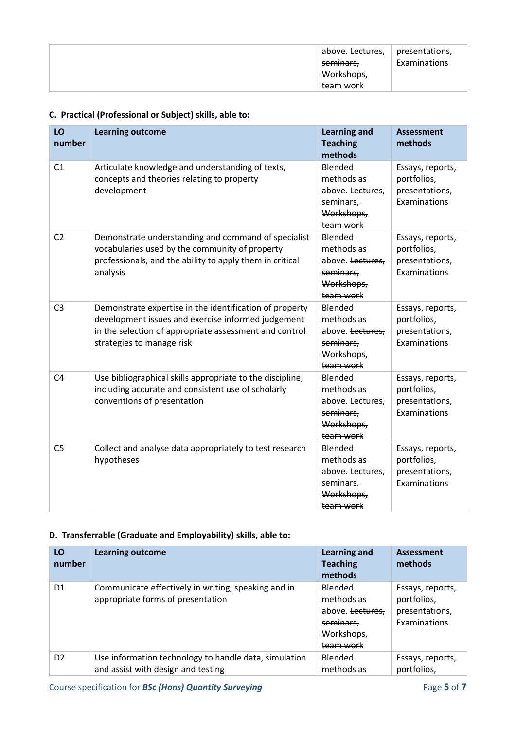| | | above. ~~Lectures, seminars, Workshops, team work~~ | presentations, Examinations |
|---|---|---|---|

**C. Practical (Professional or Subject) skills, able to:**

| LO number | Learning outcome | Learning and Teaching methods | Assessment methods |
|---|---|---|---|
| C1 | Articulate knowledge and understanding of texts, concepts and theories relating to property development | Blended methods as above. ~~Lectures, seminars, Workshops, team work~~ | Essays, reports, portfolios, presentations, Examinations |
| C2 | Demonstrate understanding and command of specialist vocabularies used by the community of property professionals, and the ability to apply them in critical analysis | Blended methods as above. ~~Lectures, seminars, Workshops, team work~~ | Essays, reports, portfolios, presentations, Examinations |
| C3 | Demonstrate expertise in the identification of property development issues and exercise informed judgement in the selection of appropriate assessment and control strategies to manage risk | Blended methods as above. ~~Lectures, seminars, Workshops, team work~~ | Essays, reports, portfolios, presentations, Examinations |
| C4 | Use bibliographical skills appropriate to the discipline, including accurate and consistent use of scholarly conventions of presentation | Blended methods as above. ~~Lectures, seminars, Workshops, team work~~ | Essays, reports, portfolios, presentations, Examinations |
| C5 | Collect and analyse data appropriately to test research hypotheses | Blended methods as above. ~~Lectures, seminars, Workshops, team work~~ | Essays, reports, portfolios, presentations, Examinations |

**D. Transferrable (Graduate and Employability) skills, able to:**

| LO number | Learning outcome | Learning and Teaching methods | Assessment methods |
|---|---|---|---|
| D1 | Communicate effectively in writing, speaking and in appropriate forms of presentation | Blended methods as above. ~~Lectures, seminars, Workshops, team work~~ | Essays, reports, portfolios, presentations, Examinations |
| D2 | Use information technology to handle data, simulation and assist with design and testing | Blended methods as | Essays, reports, portfolios, |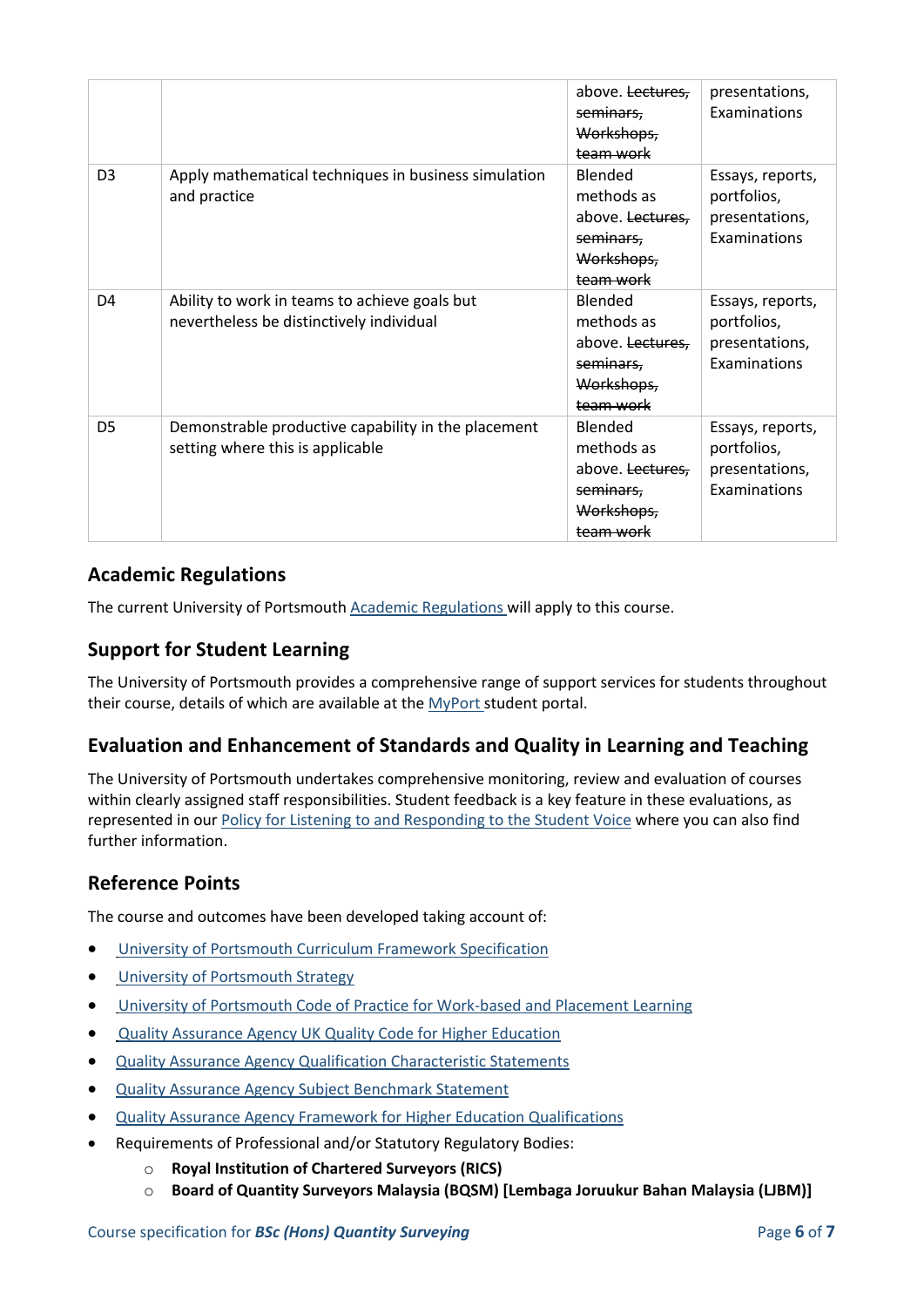| | | | |
|---|---|---|---|
| | | above. ~~Lectures, seminars, Workshops, team work~~ | presentations, Examinations |
| D3 | Apply mathematical techniques in business simulation and practice | Blended methods as above. ~~Lectures, seminars, Workshops, team work~~ | Essays, reports, portfolios, presentations, Examinations |
| D4 | Ability to work in teams to achieve goals but nevertheless be distinctively individual | Blended methods as above. ~~Lectures, seminars, Workshops, team work~~ | Essays, reports, portfolios, presentations, Examinations |
| D5 | Demonstrable productive capability in the placement setting where this is applicable | Blended methods as above. ~~Lectures, seminars, Workshops, team work~~ | Essays, reports, portfolios, presentations, Examinations |

## Academic Regulations

The current University of Portsmouth Academic Regulations will apply to this course.

## Support for Student Learning

The University of Portsmouth provides a comprehensive range of support services for students throughout their course, details of which are available at the MyPort student portal.

## Evaluation and Enhancement of Standards and Quality in Learning and Teaching

The University of Portsmouth undertakes comprehensive monitoring, review and evaluation of courses within clearly assigned staff responsibilities. Student feedback is a key feature in these evaluations, as represented in our Policy for Listening to and Responding to the Student Voice where you can also find further information.

## Reference Points

The course and outcomes have been developed taking account of:

- University of Portsmouth Curriculum Framework Specification
- University of Portsmouth Strategy
- University of Portsmouth Code of Practice for Work-based and Placement Learning
- Quality Assurance Agency UK Quality Code for Higher Education
- Quality Assurance Agency Qualification Characteristic Statements
- Quality Assurance Agency Subject Benchmark Statement
- Quality Assurance Agency Framework for Higher Education Qualifications
- Requirements of Professional and/or Statutory Regulatory Bodies:
    - **Royal Institution of Chartered Surveyors (RICS)**
    - **Board of Quantity Surveyors Malaysia (BQSM) [Lembaga Joruukur Bahan Malaysia (LJBM)]**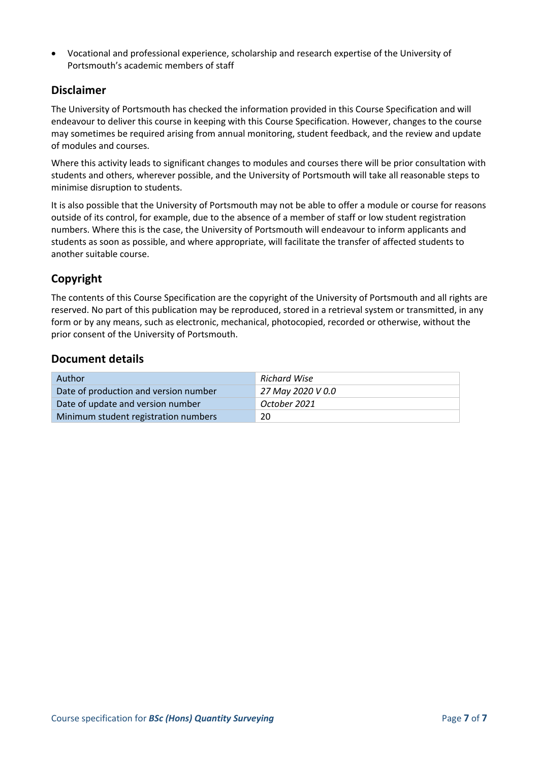- Vocational and professional experience, scholarship and research expertise of the University of Portsmouth's academic members of staff

## Disclaimer

The University of Portsmouth has checked the information provided in this Course Specification and will endeavour to deliver this course in keeping with this Course Specification. However, changes to the course may sometimes be required arising from annual monitoring, student feedback, and the review and update of modules and courses.

Where this activity leads to significant changes to modules and courses there will be prior consultation with students and others, wherever possible, and the University of Portsmouth will take all reasonable steps to minimise disruption to students.

It is also possible that the University of Portsmouth may not be able to offer a module or course for reasons outside of its control, for example, due to the absence of a member of staff or low student registration numbers. Where this is the case, the University of Portsmouth will endeavour to inform applicants and students as soon as possible, and where appropriate, will facilitate the transfer of affected students to another suitable course.

## Copyright

The contents of this Course Specification are the copyright of the University of Portsmouth and all rights are reserved. No part of this publication may be reproduced, stored in a retrieval system or transmitted, in any form or by any means, such as electronic, mechanical, photocopied, recorded or otherwise, without the prior consent of the University of Portsmouth.

## Document details

| | |
|---|---|
| Author | *Richard Wise* |
| Date of production and version number | *27 May 2020 V 0.0* |
| Date of update and version number | *October 2021* |
| Minimum student registration numbers | 20 |